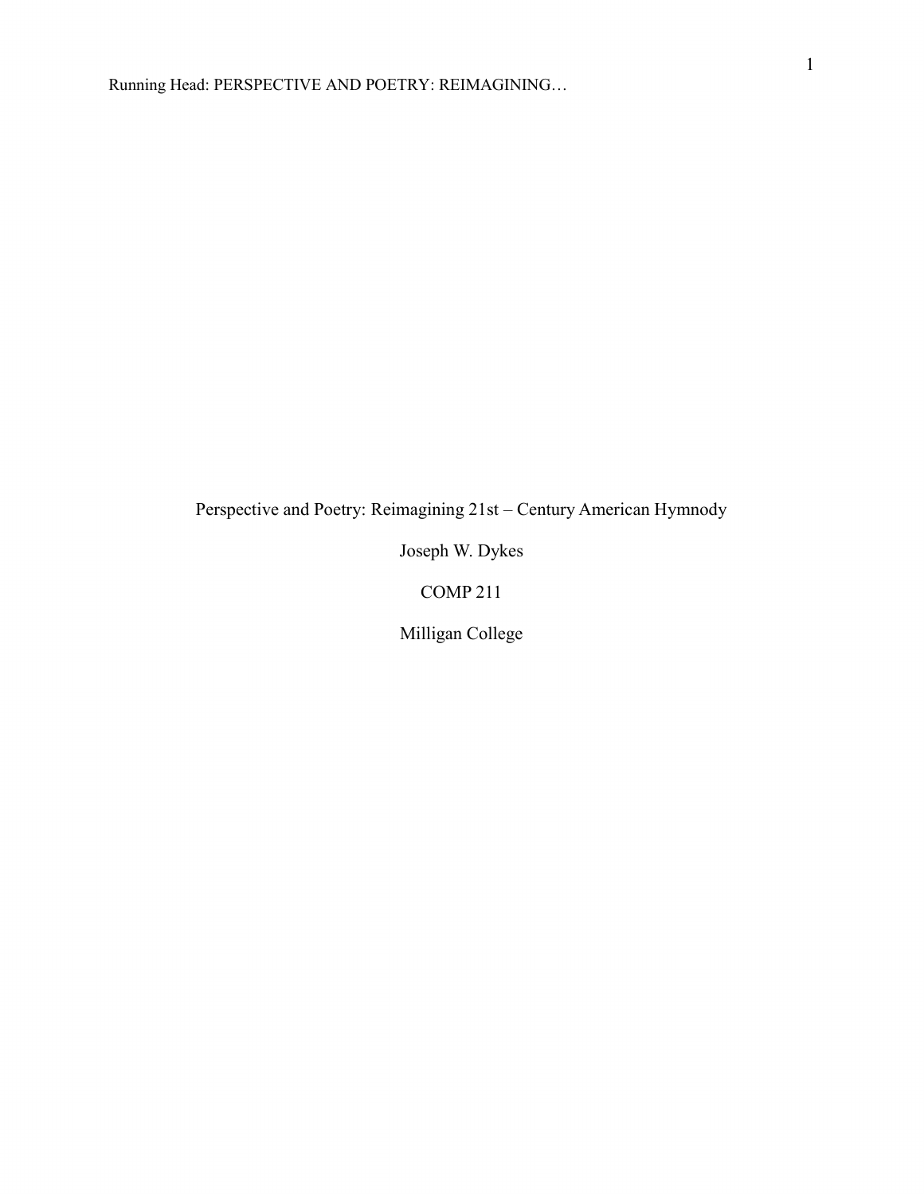# Perspective and Poetry: Reimagining 21st – Century American Hymnody

Joseph W. Dykes

COMP 211

Milligan College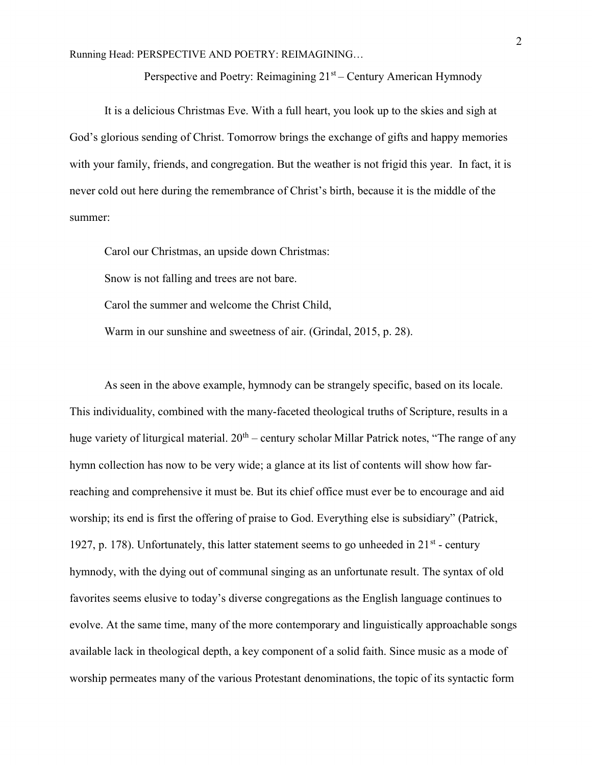# Perspective and Poetry: Reimagining 21st – Century American Hymnody

It is a delicious Christmas Eve. With a full heart, you look up to the skies and sigh at God's glorious sending of Christ. Tomorrow brings the exchange of gifts and happy memories with your family, friends, and congregation. But the weather is not frigid this year. In fact, it is never cold out here during the remembrance of Christ's birth, because it is the middle of the summer:

> Carol our Christmas, an upside down Christmas:
>
> Snow is not falling and trees are not bare.
>
> Carol the summer and welcome the Christ Child,
>
> Warm in our sunshine and sweetness of air. (Grindal, 2015, p. 28).

As seen in the above example, hymnody can be strangely specific, based on its locale. This individuality, combined with the many-faceted theological truths of Scripture, results in a huge variety of liturgical material. 20th – century scholar Millar Patrick notes, "The range of any hymn collection has now to be very wide; a glance at its list of contents will show how far-reaching and comprehensive it must be. But its chief office must ever be to encourage and aid worship; its end is first the offering of praise to God. Everything else is subsidiary" (Patrick, 1927, p. 178). Unfortunately, this latter statement seems to go unheeded in 21st - century hymnody, with the dying out of communal singing as an unfortunate result. The syntax of old favorites seems elusive to today's diverse congregations as the English language continues to evolve. At the same time, many of the more contemporary and linguistically approachable songs available lack in theological depth, a key component of a solid faith. Since music as a mode of worship permeates many of the various Protestant denominations, the topic of its syntactic form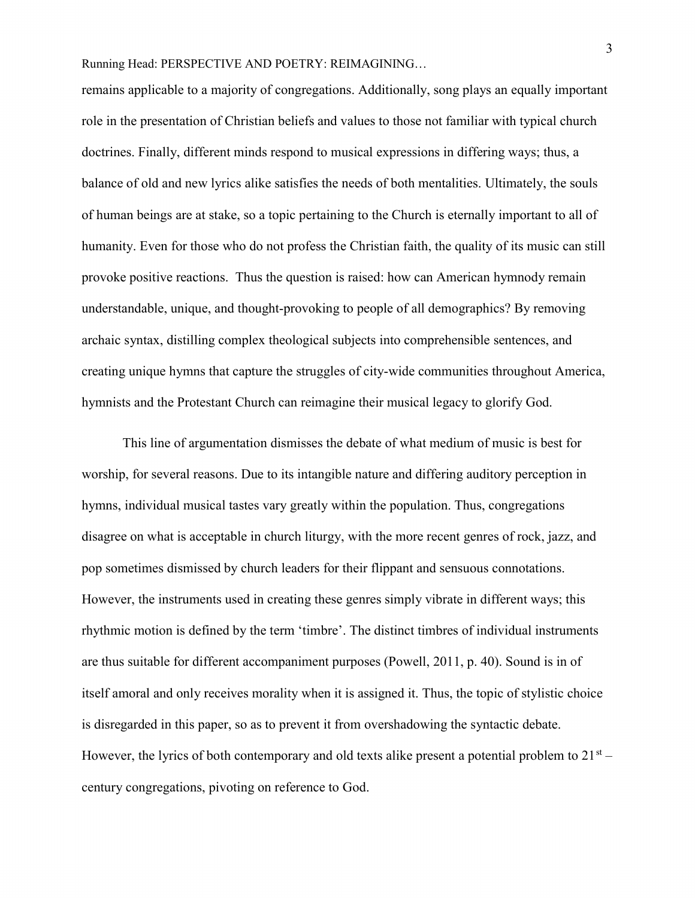remains applicable to a majority of congregations. Additionally, song plays an equally important role in the presentation of Christian beliefs and values to those not familiar with typical church doctrines. Finally, different minds respond to musical expressions in differing ways; thus, a balance of old and new lyrics alike satisfies the needs of both mentalities. Ultimately, the souls of human beings are at stake, so a topic pertaining to the Church is eternally important to all of humanity. Even for those who do not profess the Christian faith, the quality of its music can still provoke positive reactions. Thus the question is raised: how can American hymnody remain understandable, unique, and thought-provoking to people of all demographics? By removing archaic syntax, distilling complex theological subjects into comprehensible sentences, and creating unique hymns that capture the struggles of city-wide communities throughout America, hymnists and the Protestant Church can reimagine their musical legacy to glorify God.

This line of argumentation dismisses the debate of what medium of music is best for worship, for several reasons. Due to its intangible nature and differing auditory perception in hymns, individual musical tastes vary greatly within the population. Thus, congregations disagree on what is acceptable in church liturgy, with the more recent genres of rock, jazz, and pop sometimes dismissed by church leaders for their flippant and sensuous connotations. However, the instruments used in creating these genres simply vibrate in different ways; this rhythmic motion is defined by the term 'timbre'. The distinct timbres of individual instruments are thus suitable for different accompaniment purposes (Powell, 2011, p. 40). Sound is in of itself amoral and only receives morality when it is assigned it. Thus, the topic of stylistic choice is disregarded in this paper, so as to prevent it from overshadowing the syntactic debate. However, the lyrics of both contemporary and old texts alike present a potential problem to 21st – century congregations, pivoting on reference to God.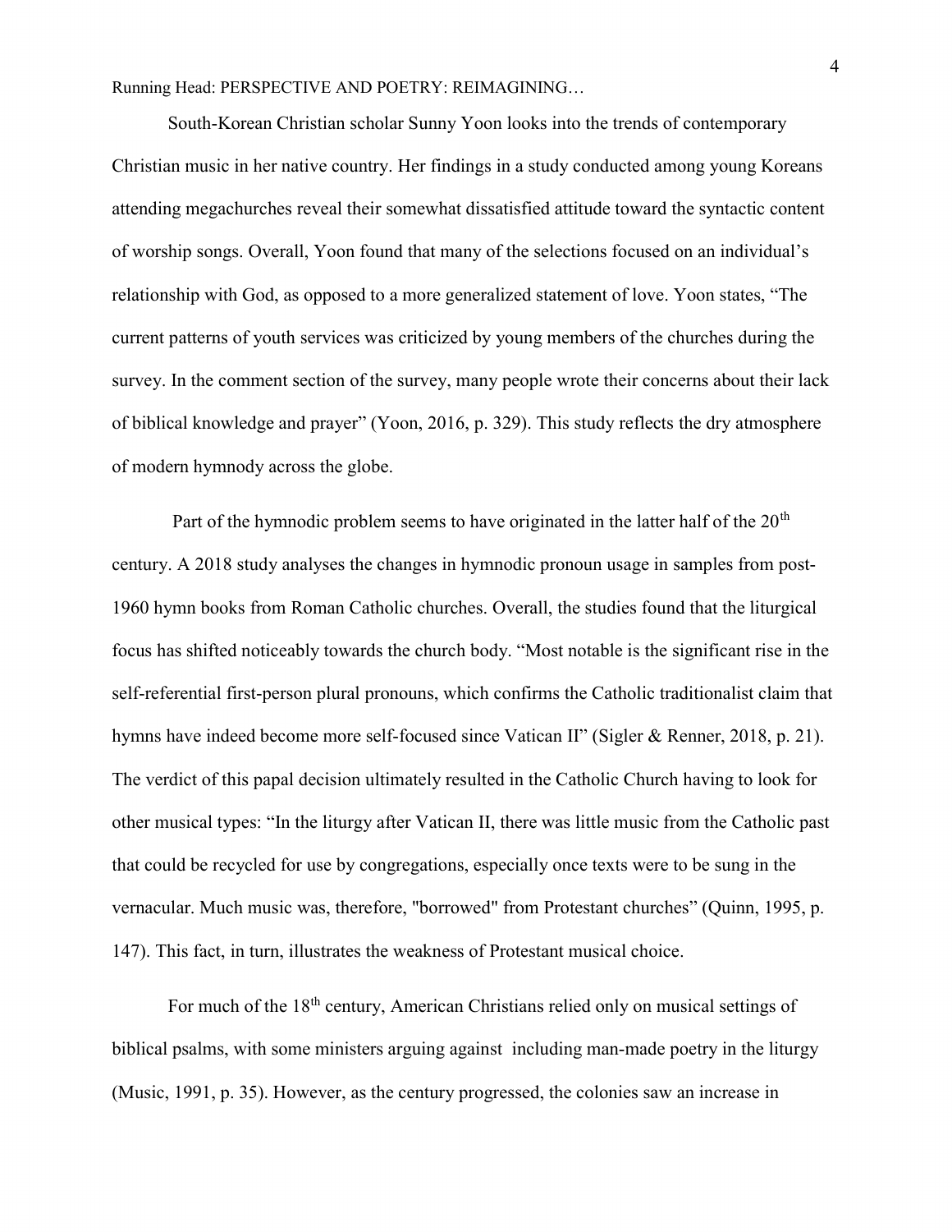South-Korean Christian scholar Sunny Yoon looks into the trends of contemporary Christian music in her native country. Her findings in a study conducted among young Koreans attending megachurches reveal their somewhat dissatisfied attitude toward the syntactic content of worship songs. Overall, Yoon found that many of the selections focused on an individual's relationship with God, as opposed to a more generalized statement of love. Yoon states, "The current patterns of youth services was criticized by young members of the churches during the survey. In the comment section of the survey, many people wrote their concerns about their lack of biblical knowledge and prayer" (Yoon, 2016, p. 329). This study reflects the dry atmosphere of modern hymnody across the globe.

Part of the hymnodic problem seems to have originated in the latter half of the 20th century. A 2018 study analyses the changes in hymnodic pronoun usage in samples from post-1960 hymn books from Roman Catholic churches. Overall, the studies found that the liturgical focus has shifted noticeably towards the church body. "Most notable is the significant rise in the self-referential first-person plural pronouns, which confirms the Catholic traditionalist claim that hymns have indeed become more self-focused since Vatican II" (Sigler & Renner, 2018, p. 21). The verdict of this papal decision ultimately resulted in the Catholic Church having to look for other musical types: "In the liturgy after Vatican II, there was little music from the Catholic past that could be recycled for use by congregations, especially once texts were to be sung in the vernacular. Much music was, therefore, "borrowed" from Protestant churches" (Quinn, 1995, p. 147). This fact, in turn, illustrates the weakness of Protestant musical choice.

For much of the 18th century, American Christians relied only on musical settings of biblical psalms, with some ministers arguing against including man-made poetry in the liturgy (Music, 1991, p. 35). However, as the century progressed, the colonies saw an increase in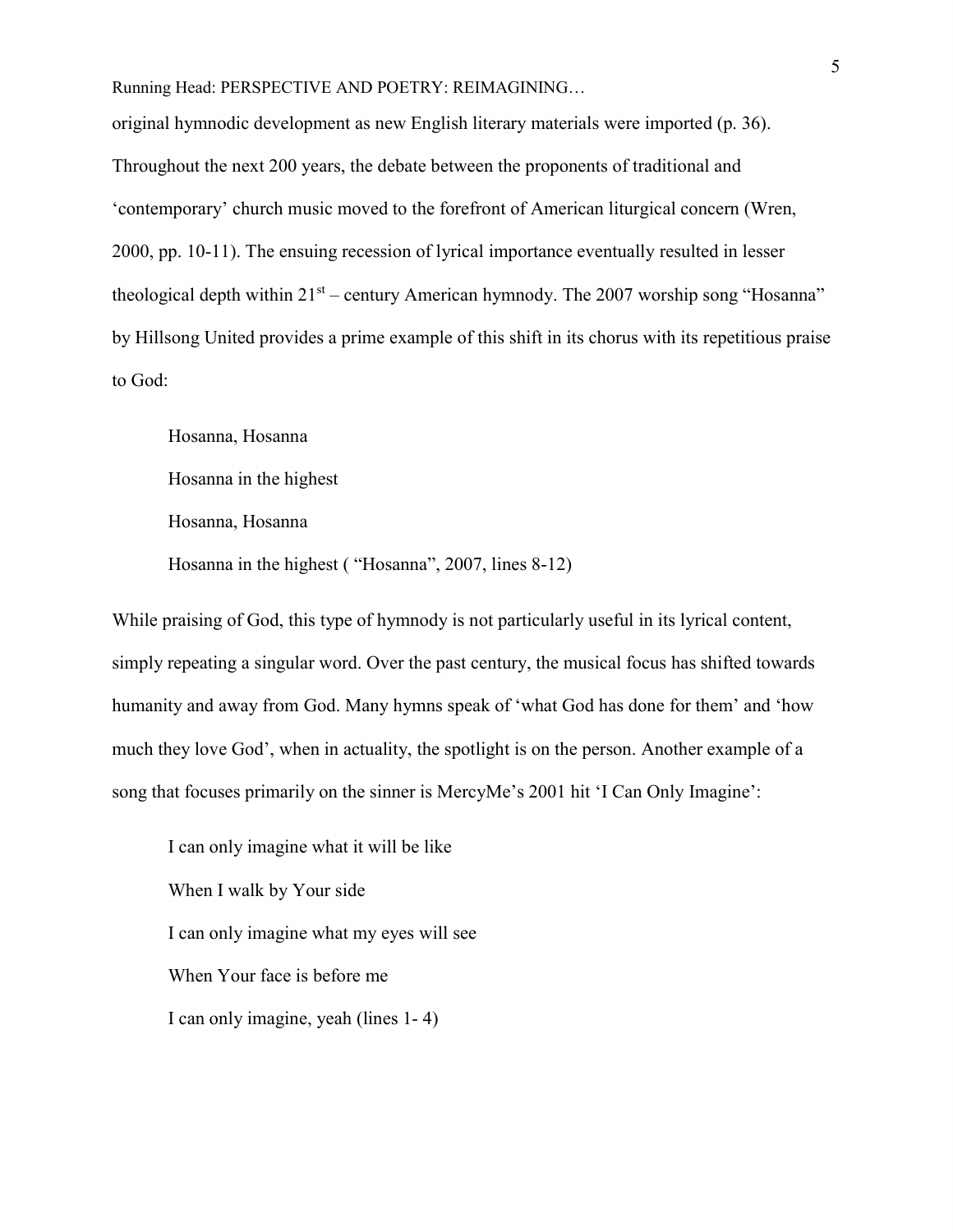original hymnodic development as new English literary materials were imported (p. 36). Throughout the next 200 years, the debate between the proponents of traditional and 'contemporary' church music moved to the forefront of American liturgical concern (Wren, 2000, pp. 10-11). The ensuing recession of lyrical importance eventually resulted in lesser theological depth within 21st – century American hymnody. The 2007 worship song "Hosanna" by Hillsong United provides a prime example of this shift in its chorus with its repetitious praise to God:

> Hosanna, Hosanna
>
> Hosanna in the highest
>
> Hosanna, Hosanna
>
> Hosanna in the highest ( "Hosanna", 2007, lines 8-12)

While praising of God, this type of hymnody is not particularly useful in its lyrical content, simply repeating a singular word. Over the past century, the musical focus has shifted towards humanity and away from God. Many hymns speak of 'what God has done for them' and 'how much they love God', when in actuality, the spotlight is on the person. Another example of a song that focuses primarily on the sinner is MercyMe's 2001 hit 'I Can Only Imagine':

> I can only imagine what it will be like
>
> When I walk by Your side
>
> I can only imagine what my eyes will see
>
> When Your face is before me
>
> I can only imagine, yeah (lines 1- 4)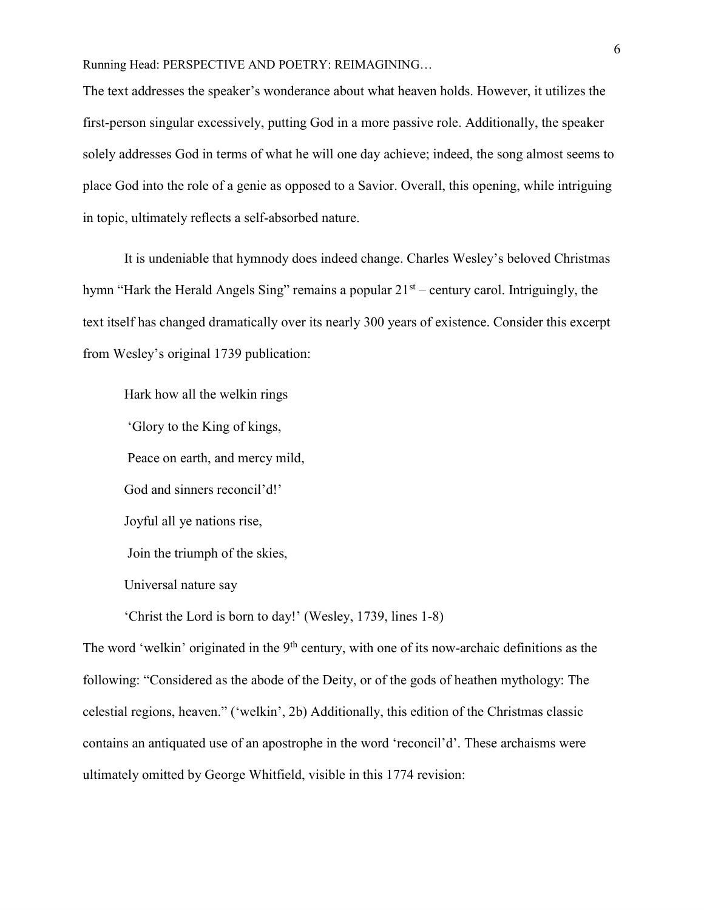The text addresses the speaker's wonderance about what heaven holds. However, it utilizes the first-person singular excessively, putting God in a more passive role. Additionally, the speaker solely addresses God in terms of what he will one day achieve; indeed, the song almost seems to place God into the role of a genie as opposed to a Savior. Overall, this opening, while intriguing in topic, ultimately reflects a self-absorbed nature.

It is undeniable that hymnody does indeed change. Charles Wesley's beloved Christmas hymn "Hark the Herald Angels Sing" remains a popular 21st – century carol. Intriguingly, the text itself has changed dramatically over its nearly 300 years of existence. Consider this excerpt from Wesley's original 1739 publication:

> Hark how all the welkin rings
>
> 'Glory to the King of kings,
>
> Peace on earth, and mercy mild,
>
> God and sinners reconcil'd!'
>
> Joyful all ye nations rise,
>
> Join the triumph of the skies,
>
> Universal nature say
>
> 'Christ the Lord is born to day!' (Wesley, 1739, lines 1-8)

The word 'welkin' originated in the 9th century, with one of its now-archaic definitions as the following: "Considered as the abode of the Deity, or of the gods of heathen mythology: The celestial regions, heaven." ('welkin', 2b) Additionally, this edition of the Christmas classic contains an antiquated use of an apostrophe in the word 'reconcil'd'. These archaisms were ultimately omitted by George Whitfield, visible in this 1774 revision: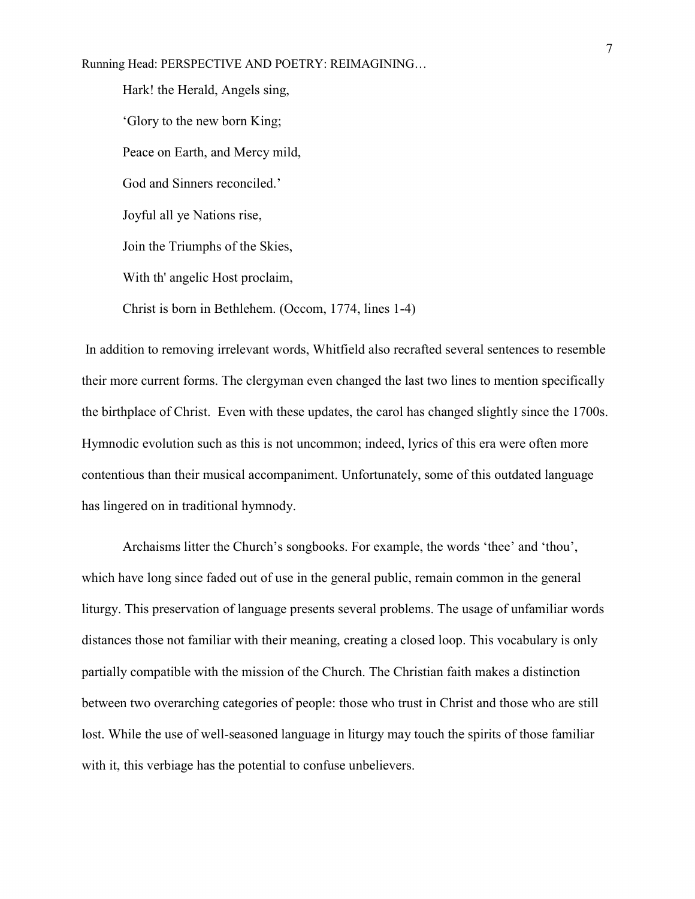Hark! the Herald, Angels sing,

'Glory to the new born King;

Peace on Earth, and Mercy mild,

God and Sinners reconciled.'

Joyful all ye Nations rise,

Join the Triumphs of the Skies,

With th' angelic Host proclaim,

Christ is born in Bethlehem. (Occom, 1774, lines 1-4)

In addition to removing irrelevant words, Whitfield also recrafted several sentences to resemble their more current forms. The clergyman even changed the last two lines to mention specifically the birthplace of Christ. Even with these updates, the carol has changed slightly since the 1700s. Hymnodic evolution such as this is not uncommon; indeed, lyrics of this era were often more contentious than their musical accompaniment. Unfortunately, some of this outdated language has lingered on in traditional hymnody.

Archaisms litter the Church's songbooks. For example, the words 'thee' and 'thou', which have long since faded out of use in the general public, remain common in the general liturgy. This preservation of language presents several problems. The usage of unfamiliar words distances those not familiar with their meaning, creating a closed loop. This vocabulary is only partially compatible with the mission of the Church. The Christian faith makes a distinction between two overarching categories of people: those who trust in Christ and those who are still lost. While the use of well-seasoned language in liturgy may touch the spirits of those familiar with it, this verbiage has the potential to confuse unbelievers.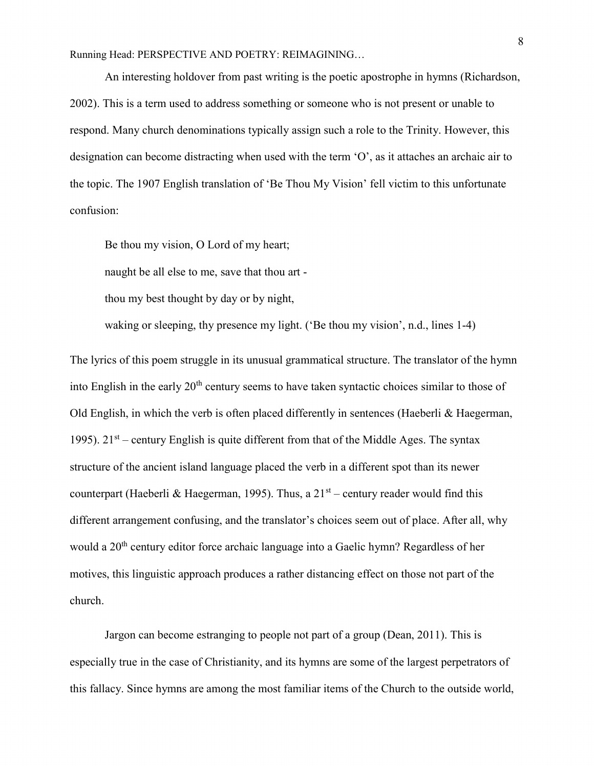An interesting holdover from past writing is the poetic apostrophe in hymns (Richardson, 2002). This is a term used to address something or someone who is not present or unable to respond. Many church denominations typically assign such a role to the Trinity. However, this designation can become distracting when used with the term 'O', as it attaches an archaic air to the topic. The 1907 English translation of 'Be Thou My Vision' fell victim to this unfortunate confusion:

> Be thou my vision, O Lord of my heart;
>
> naught be all else to me, save that thou art -
>
> thou my best thought by day or by night,
>
> waking or sleeping, thy presence my light. ('Be thou my vision', n.d., lines 1-4)

The lyrics of this poem struggle in its unusual grammatical structure. The translator of the hymn into English in the early 20th century seems to have taken syntactic choices similar to those of Old English, in which the verb is often placed differently in sentences (Haeberli & Haegerman, 1995). 21st – century English is quite different from that of the Middle Ages. The syntax structure of the ancient island language placed the verb in a different spot than its newer counterpart (Haeberli & Haegerman, 1995). Thus, a 21st – century reader would find this different arrangement confusing, and the translator's choices seem out of place. After all, why would a 20th century editor force archaic language into a Gaelic hymn? Regardless of her motives, this linguistic approach produces a rather distancing effect on those not part of the church.

Jargon can become estranging to people not part of a group (Dean, 2011). This is especially true in the case of Christianity, and its hymns are some of the largest perpetrators of this fallacy. Since hymns are among the most familiar items of the Church to the outside world,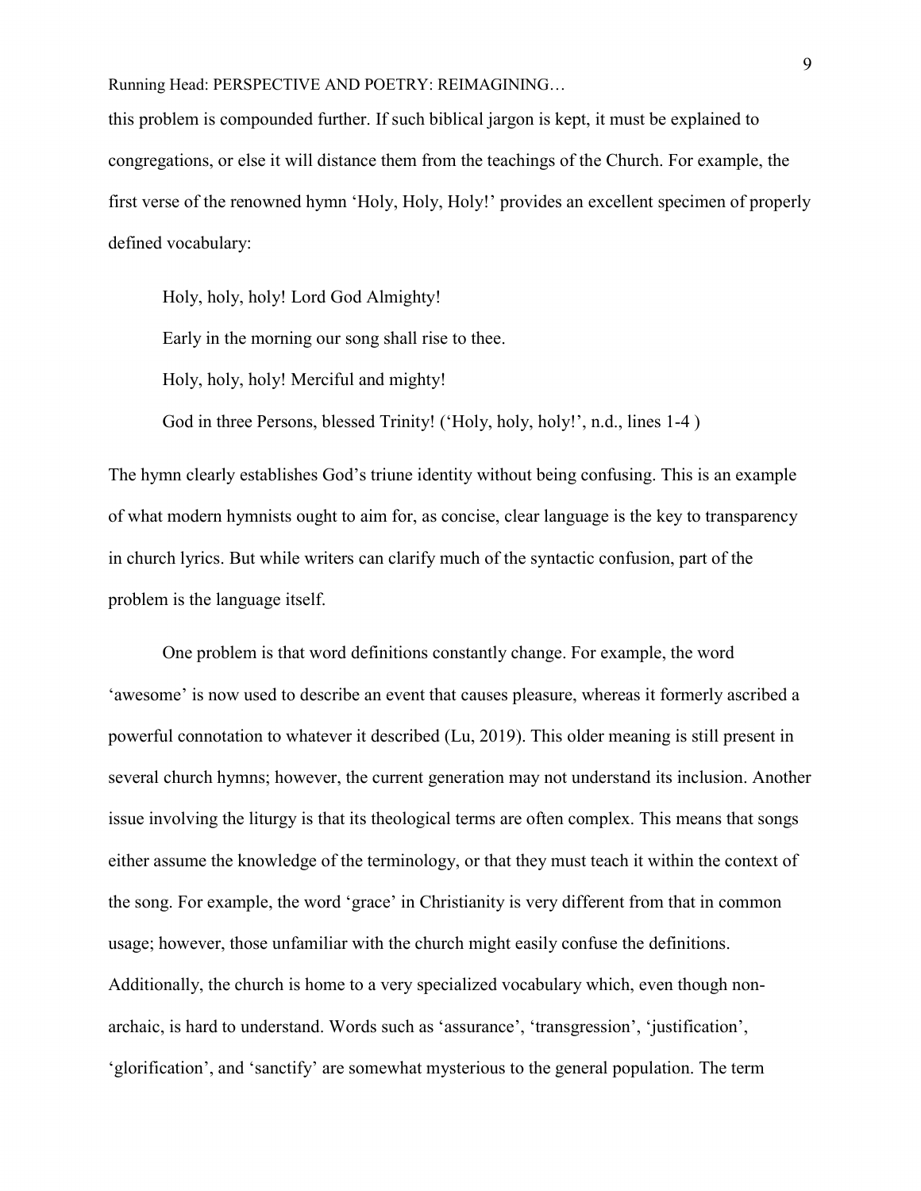this problem is compounded further. If such biblical jargon is kept, it must be explained to congregations, or else it will distance them from the teachings of the Church. For example, the first verse of the renowned hymn 'Holy, Holy, Holy!' provides an excellent specimen of properly defined vocabulary:

> Holy, holy, holy! Lord God Almighty!
>
> Early in the morning our song shall rise to thee.
>
> Holy, holy, holy! Merciful and mighty!
>
> God in three Persons, blessed Trinity! ('Holy, holy, holy!', n.d., lines 1-4 )

The hymn clearly establishes God's triune identity without being confusing. This is an example of what modern hymnists ought to aim for, as concise, clear language is the key to transparency in church lyrics. But while writers can clarify much of the syntactic confusion, part of the problem is the language itself.

One problem is that word definitions constantly change. For example, the word 'awesome' is now used to describe an event that causes pleasure, whereas it formerly ascribed a powerful connotation to whatever it described (Lu, 2019). This older meaning is still present in several church hymns; however, the current generation may not understand its inclusion. Another issue involving the liturgy is that its theological terms are often complex. This means that songs either assume the knowledge of the terminology, or that they must teach it within the context of the song. For example, the word 'grace' in Christianity is very different from that in common usage; however, those unfamiliar with the church might easily confuse the definitions. Additionally, the church is home to a very specialized vocabulary which, even though non-archaic, is hard to understand. Words such as 'assurance', 'transgression', 'justification', 'glorification', and 'sanctify' are somewhat mysterious to the general population. The term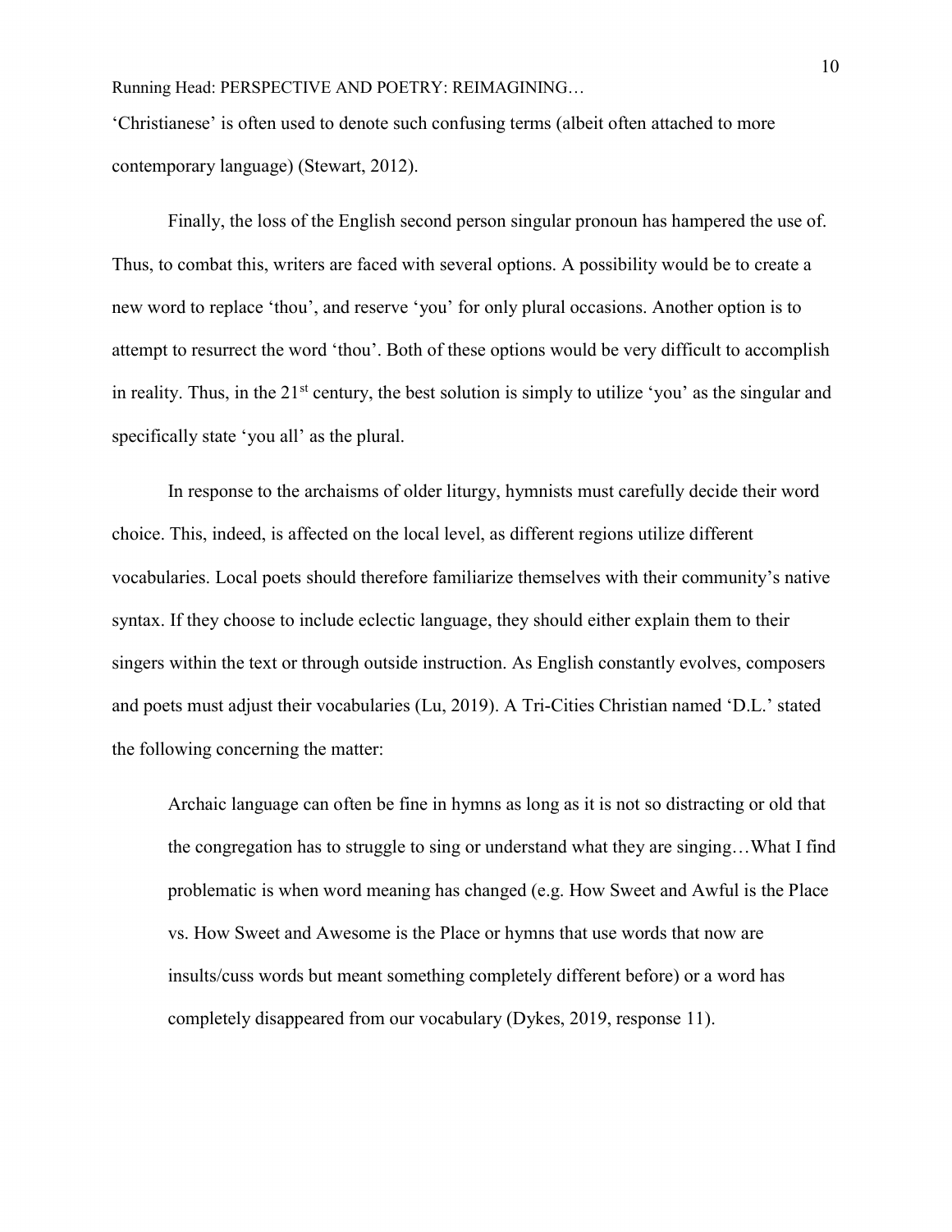'Christianese' is often used to denote such confusing terms (albeit often attached to more contemporary language) (Stewart, 2012).

Finally, the loss of the English second person singular pronoun has hampered the use of. Thus, to combat this, writers are faced with several options. A possibility would be to create a new word to replace 'thou', and reserve 'you' for only plural occasions. Another option is to attempt to resurrect the word 'thou'. Both of these options would be very difficult to accomplish in reality. Thus, in the 21st century, the best solution is simply to utilize 'you' as the singular and specifically state 'you all' as the plural.

In response to the archaisms of older liturgy, hymnists must carefully decide their word choice. This, indeed, is affected on the local level, as different regions utilize different vocabularies. Local poets should therefore familiarize themselves with their community's native syntax. If they choose to include eclectic language, they should either explain them to their singers within the text or through outside instruction. As English constantly evolves, composers and poets must adjust their vocabularies (Lu, 2019). A Tri-Cities Christian named 'D.L.' stated the following concerning the matter:

> Archaic language can often be fine in hymns as long as it is not so distracting or old that the congregation has to struggle to sing or understand what they are singing…What I find problematic is when word meaning has changed (e.g. How Sweet and Awful is the Place vs. How Sweet and Awesome is the Place or hymns that use words that now are insults/cuss words but meant something completely different before) or a word has completely disappeared from our vocabulary (Dykes, 2019, response 11).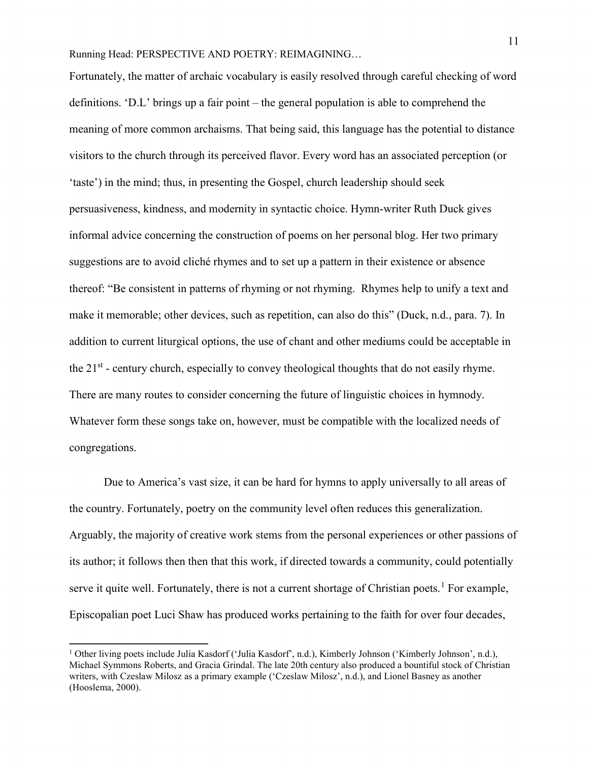Fortunately, the matter of archaic vocabulary is easily resolved through careful checking of word definitions. 'D.L' brings up a fair point – the general population is able to comprehend the meaning of more common archaisms. That being said, this language has the potential to distance visitors to the church through its perceived flavor. Every word has an associated perception (or 'taste') in the mind; thus, in presenting the Gospel, church leadership should seek persuasiveness, kindness, and modernity in syntactic choice. Hymn-writer Ruth Duck gives informal advice concerning the construction of poems on her personal blog. Her two primary suggestions are to avoid cliché rhymes and to set up a pattern in their existence or absence thereof: "Be consistent in patterns of rhyming or not rhyming. Rhymes help to unify a text and make it memorable; other devices, such as repetition, can also do this" (Duck, n.d., para. 7). In addition to current liturgical options, the use of chant and other mediums could be acceptable in the 21st - century church, especially to convey theological thoughts that do not easily rhyme. There are many routes to consider concerning the future of linguistic choices in hymnody. Whatever form these songs take on, however, must be compatible with the localized needs of congregations.

Due to America's vast size, it can be hard for hymns to apply universally to all areas of the country. Fortunately, poetry on the community level often reduces this generalization. Arguably, the majority of creative work stems from the personal experiences or other passions of its author; it follows then then that this work, if directed towards a community, could potentially serve it quite well. Fortunately, there is not a current shortage of Christian poets.[1] For example, Episcopalian poet Luci Shaw has produced works pertaining to the faith for over four decades,

[1] Other living poets include Julia Kasdorf ('Julia Kasdorf', n.d.), Kimberly Johnson ('Kimberly Johnson', n.d.), Michael Symmons Roberts, and Gracia Grindal. The late 20th century also produced a bountiful stock of Christian writers, with Czeslaw Milosz as a primary example ('Czeslaw Milosz', n.d.), and Lionel Basney as another (Hooslema, 2000).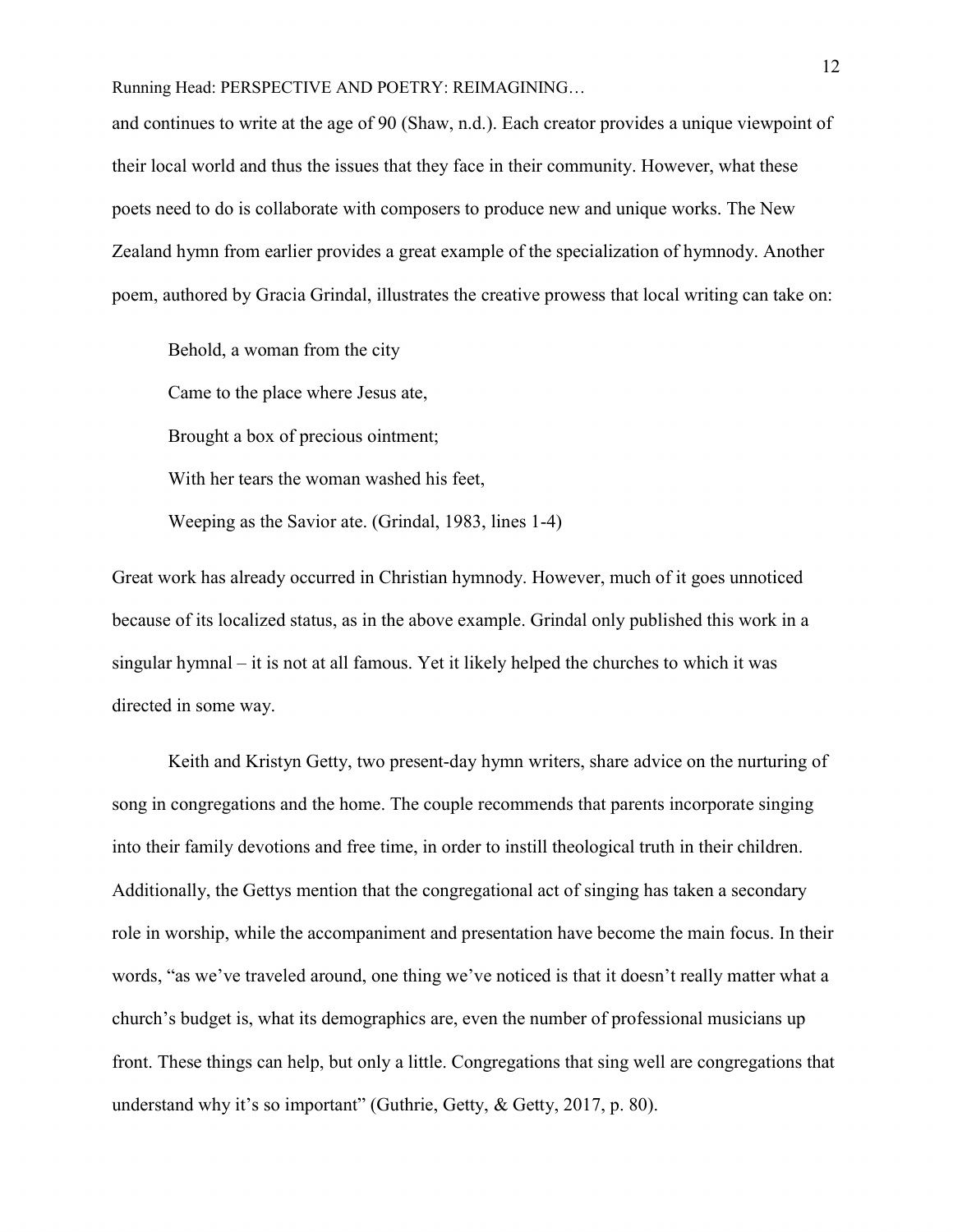and continues to write at the age of 90 (Shaw, n.d.). Each creator provides a unique viewpoint of their local world and thus the issues that they face in their community. However, what these poets need to do is collaborate with composers to produce new and unique works. The New Zealand hymn from earlier provides a great example of the specialization of hymnody. Another poem, authored by Gracia Grindal, illustrates the creative prowess that local writing can take on:

> Behold, a woman from the city
>
> Came to the place where Jesus ate,
>
> Brought a box of precious ointment;
>
> With her tears the woman washed his feet,
>
> Weeping as the Savior ate. (Grindal, 1983, lines 1-4)

Great work has already occurred in Christian hymnody. However, much of it goes unnoticed because of its localized status, as in the above example. Grindal only published this work in a singular hymnal – it is not at all famous. Yet it likely helped the churches to which it was directed in some way.

Keith and Kristyn Getty, two present-day hymn writers, share advice on the nurturing of song in congregations and the home. The couple recommends that parents incorporate singing into their family devotions and free time, in order to instill theological truth in their children. Additionally, the Gettys mention that the congregational act of singing has taken a secondary role in worship, while the accompaniment and presentation have become the main focus. In their words, "as we've traveled around, one thing we've noticed is that it doesn't really matter what a church's budget is, what its demographics are, even the number of professional musicians up front. These things can help, but only a little. Congregations that sing well are congregations that understand why it's so important" (Guthrie, Getty, & Getty, 2017, p. 80).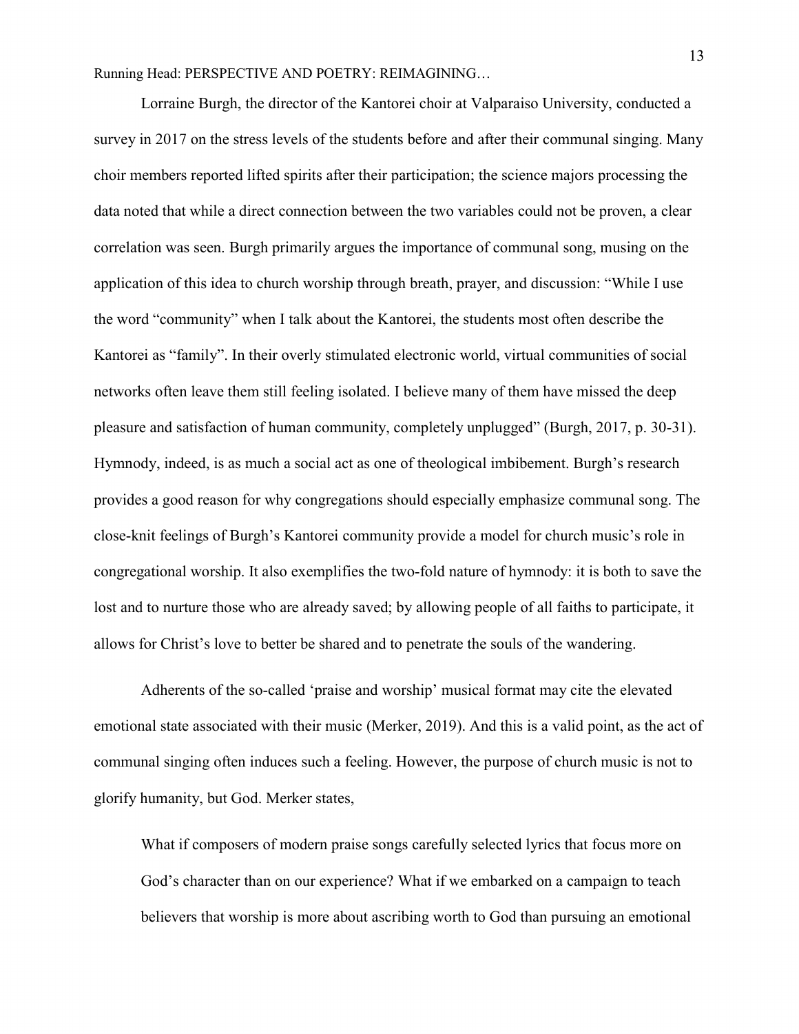Lorraine Burgh, the director of the Kantorei choir at Valparaiso University, conducted a survey in 2017 on the stress levels of the students before and after their communal singing. Many choir members reported lifted spirits after their participation; the science majors processing the data noted that while a direct connection between the two variables could not be proven, a clear correlation was seen. Burgh primarily argues the importance of communal song, musing on the application of this idea to church worship through breath, prayer, and discussion: "While I use the word "community" when I talk about the Kantorei, the students most often describe the Kantorei as "family". In their overly stimulated electronic world, virtual communities of social networks often leave them still feeling isolated. I believe many of them have missed the deep pleasure and satisfaction of human community, completely unplugged" (Burgh, 2017, p. 30-31). Hymnody, indeed, is as much a social act as one of theological imbibement. Burgh's research provides a good reason for why congregations should especially emphasize communal song. The close-knit feelings of Burgh's Kantorei community provide a model for church music's role in congregational worship. It also exemplifies the two-fold nature of hymnody: it is both to save the lost and to nurture those who are already saved; by allowing people of all faiths to participate, it allows for Christ's love to better be shared and to penetrate the souls of the wandering.

Adherents of the so-called 'praise and worship' musical format may cite the elevated emotional state associated with their music (Merker, 2019). And this is a valid point, as the act of communal singing often induces such a feeling. However, the purpose of church music is not to glorify humanity, but God. Merker states,

> What if composers of modern praise songs carefully selected lyrics that focus more on God's character than on our experience? What if we embarked on a campaign to teach believers that worship is more about ascribing worth to God than pursuing an emotional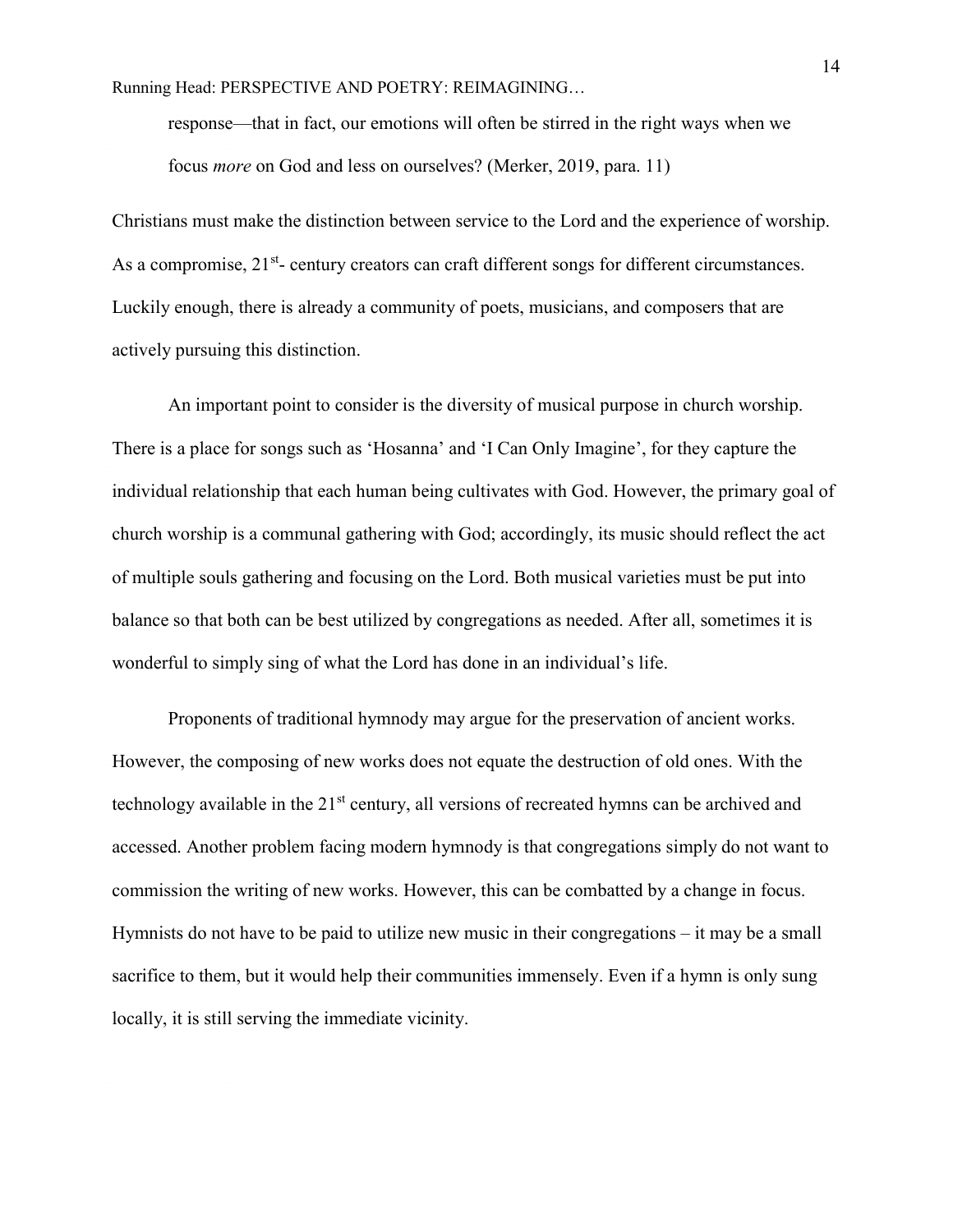> response—that in fact, our emotions will often be stirred in the right ways when we focus *more* on God and less on ourselves? (Merker, 2019, para. 11)

Christians must make the distinction between service to the Lord and the experience of worship. As a compromise, 21st- century creators can craft different songs for different circumstances. Luckily enough, there is already a community of poets, musicians, and composers that are actively pursuing this distinction.

An important point to consider is the diversity of musical purpose in church worship. There is a place for songs such as 'Hosanna' and 'I Can Only Imagine', for they capture the individual relationship that each human being cultivates with God. However, the primary goal of church worship is a communal gathering with God; accordingly, its music should reflect the act of multiple souls gathering and focusing on the Lord. Both musical varieties must be put into balance so that both can be best utilized by congregations as needed. After all, sometimes it is wonderful to simply sing of what the Lord has done in an individual's life.

Proponents of traditional hymnody may argue for the preservation of ancient works. However, the composing of new works does not equate the destruction of old ones. With the technology available in the 21st century, all versions of recreated hymns can be archived and accessed. Another problem facing modern hymnody is that congregations simply do not want to commission the writing of new works. However, this can be combatted by a change in focus. Hymnists do not have to be paid to utilize new music in their congregations – it may be a small sacrifice to them, but it would help their communities immensely. Even if a hymn is only sung locally, it is still serving the immediate vicinity.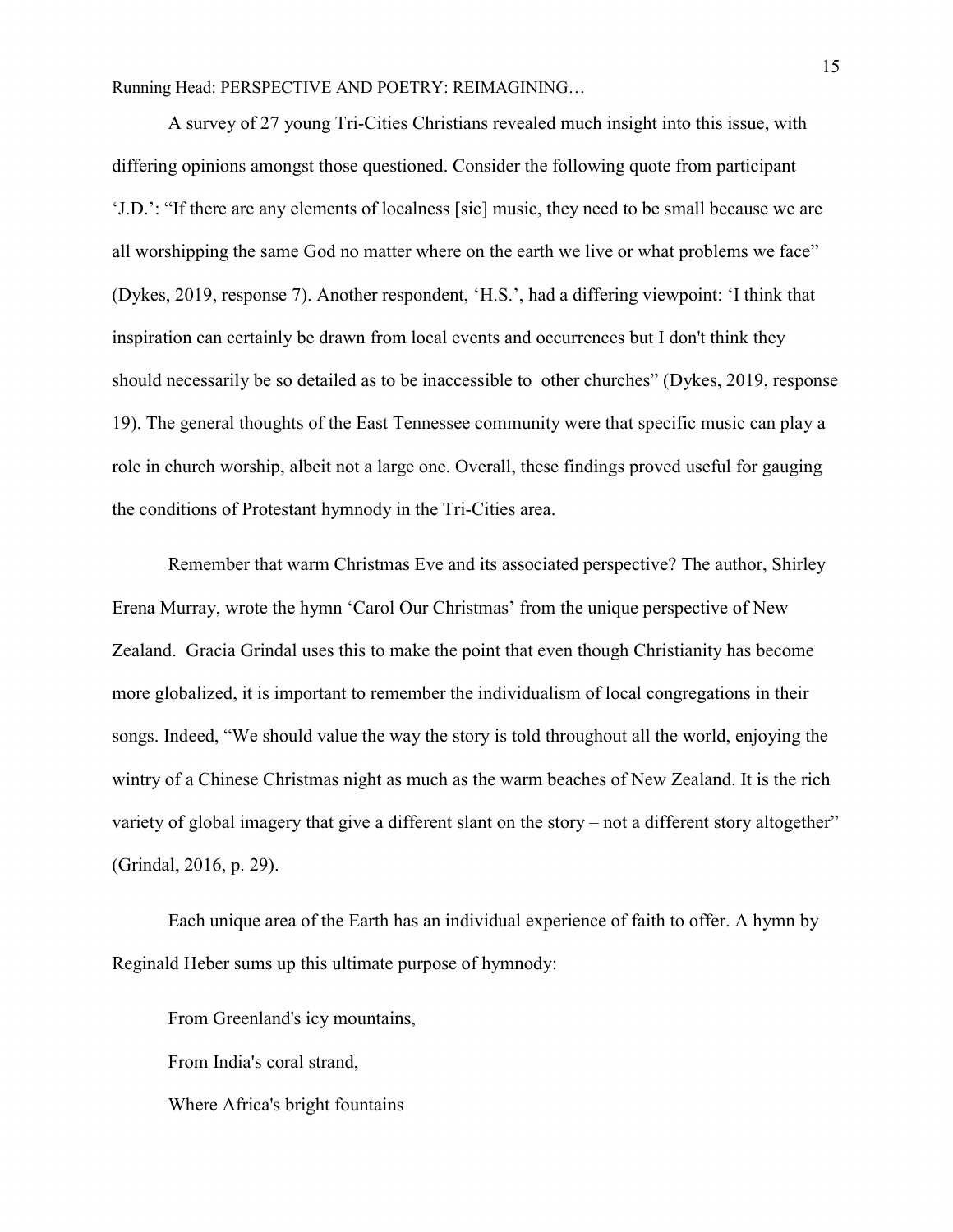A survey of 27 young Tri-Cities Christians revealed much insight into this issue, with differing opinions amongst those questioned. Consider the following quote from participant 'J.D.': "If there are any elements of localness [sic] music, they need to be small because we are all worshipping the same God no matter where on the earth we live or what problems we face" (Dykes, 2019, response 7). Another respondent, 'H.S.', had a differing viewpoint: 'I think that inspiration can certainly be drawn from local events and occurrences but I don't think they should necessarily be so detailed as to be inaccessible to other churches" (Dykes, 2019, response 19). The general thoughts of the East Tennessee community were that specific music can play a role in church worship, albeit not a large one. Overall, these findings proved useful for gauging the conditions of Protestant hymnody in the Tri-Cities area.

Remember that warm Christmas Eve and its associated perspective? The author, Shirley Erena Murray, wrote the hymn 'Carol Our Christmas' from the unique perspective of New Zealand. Gracia Grindal uses this to make the point that even though Christianity has become more globalized, it is important to remember the individualism of local congregations in their songs. Indeed, "We should value the way the story is told throughout all the world, enjoying the wintry of a Chinese Christmas night as much as the warm beaches of New Zealand. It is the rich variety of global imagery that give a different slant on the story – not a different story altogether" (Grindal, 2016, p. 29).

Each unique area of the Earth has an individual experience of faith to offer. A hymn by Reginald Heber sums up this ultimate purpose of hymnody:

From Greenland's icy mountains,

From India's coral strand,

Where Africa's bright fountains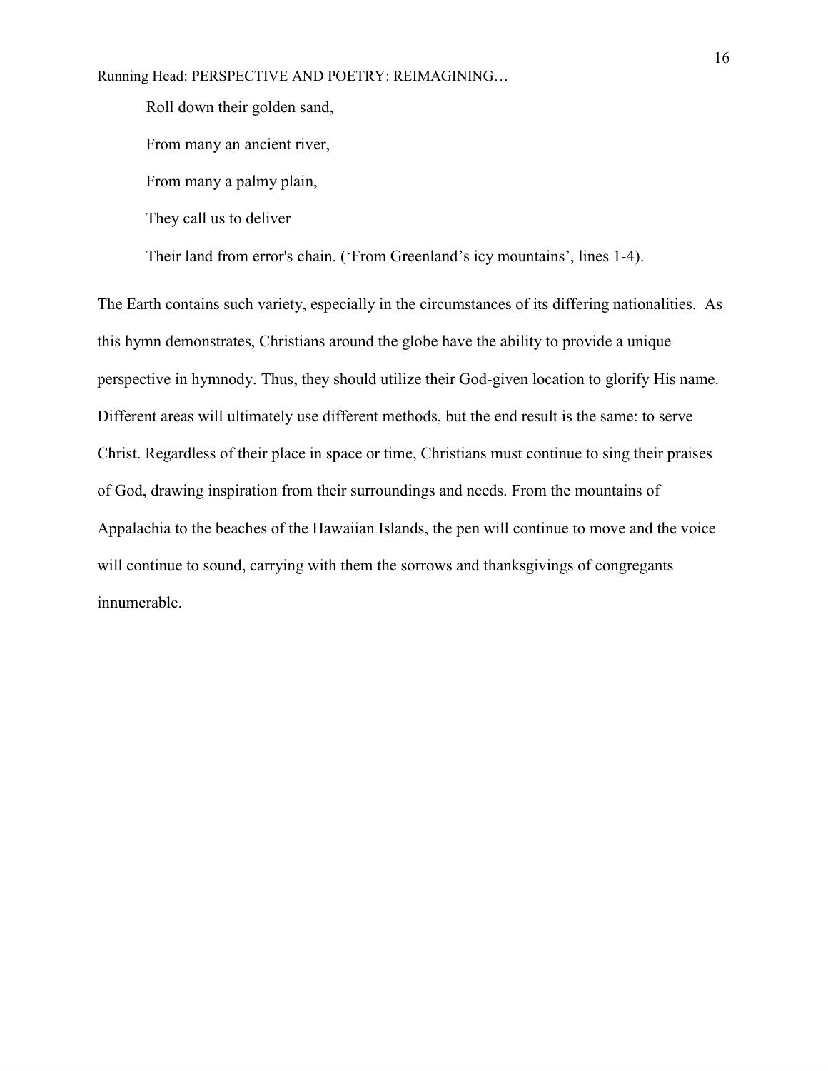Roll down their golden sand,

From many an ancient river,

From many a palmy plain,

They call us to deliver

Their land from error's chain. ('From Greenland's icy mountains', lines 1-4).

The Earth contains such variety, especially in the circumstances of its differing nationalities. As this hymn demonstrates, Christians around the globe have the ability to provide a unique perspective in hymnody. Thus, they should utilize their God-given location to glorify His name. Different areas will ultimately use different methods, but the end result is the same: to serve Christ. Regardless of their place in space or time, Christians must continue to sing their praises of God, drawing inspiration from their surroundings and needs. From the mountains of Appalachia to the beaches of the Hawaiian Islands, the pen will continue to move and the voice will continue to sound, carrying with them the sorrows and thanksgivings of congregants innumerable.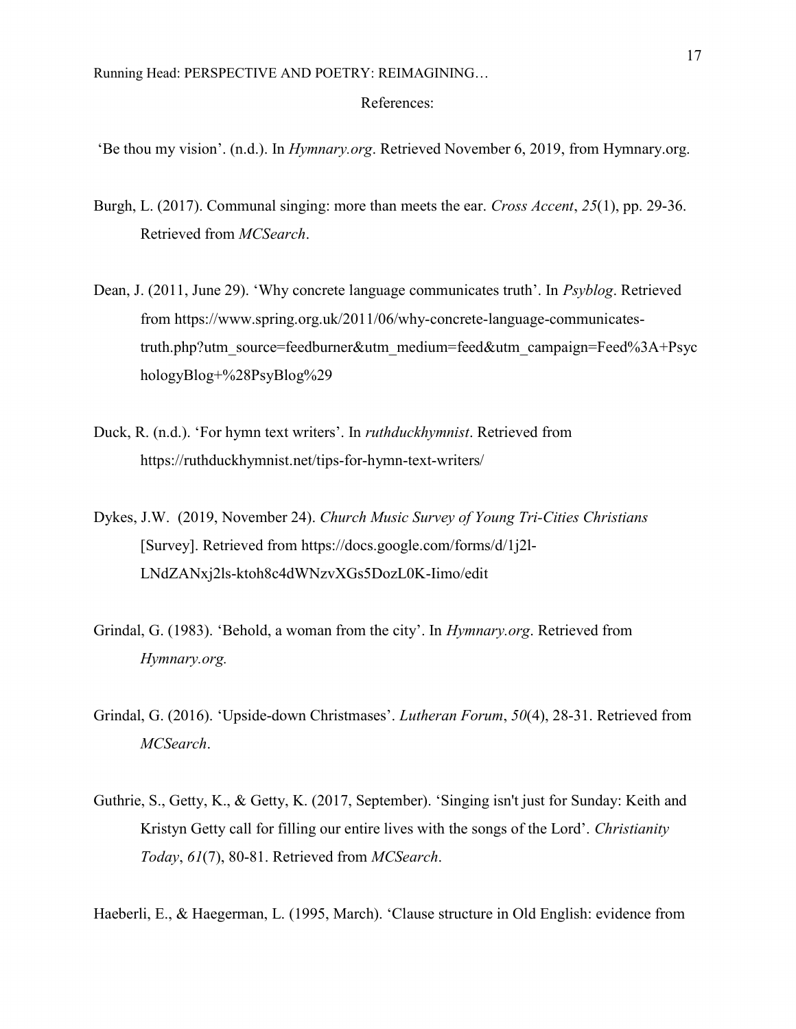References:

'Be thou my vision'. (n.d.). In *Hymnary.org*. Retrieved November 6, 2019, from Hymnary.org.

Burgh, L. (2017). Communal singing: more than meets the ear. *Cross Accent*, *25*(1), pp. 29-36. Retrieved from *MCSearch*.

Dean, J. (2011, June 29). 'Why concrete language communicates truth'. In *Psyblog*. Retrieved from https://www.spring.org.uk/2011/06/why-concrete-language-communicates-truth.php?utm_source=feedburner&utm_medium=feed&utm_campaign=Feed%3A+PsychologyBlog+%28PsyBlog%29

Duck, R. (n.d.). 'For hymn text writers'. In *ruthduckhymnist*. Retrieved from https://ruthduckhymnist.net/tips-for-hymn-text-writers/

Dykes, J.W. (2019, November 24). *Church Music Survey of Young Tri-Cities Christians* [Survey]. Retrieved from https://docs.google.com/forms/d/1j2l-LNdZANxj2ls-ktoh8c4dWNzvXGs5DozL0K-Iimo/edit

Grindal, G. (1983). 'Behold, a woman from the city'. In *Hymnary.org*. Retrieved from *Hymnary.org.*

Grindal, G. (2016). 'Upside-down Christmases'. *Lutheran Forum*, *50*(4), 28-31. Retrieved from *MCSearch*.

Guthrie, S., Getty, K., & Getty, K. (2017, September). 'Singing isn't just for Sunday: Keith and Kristyn Getty call for filling our entire lives with the songs of the Lord'. *Christianity Today*, *61*(7), 80-81. Retrieved from *MCSearch*.

Haeberli, E., & Haegerman, L. (1995, March). 'Clause structure in Old English: evidence from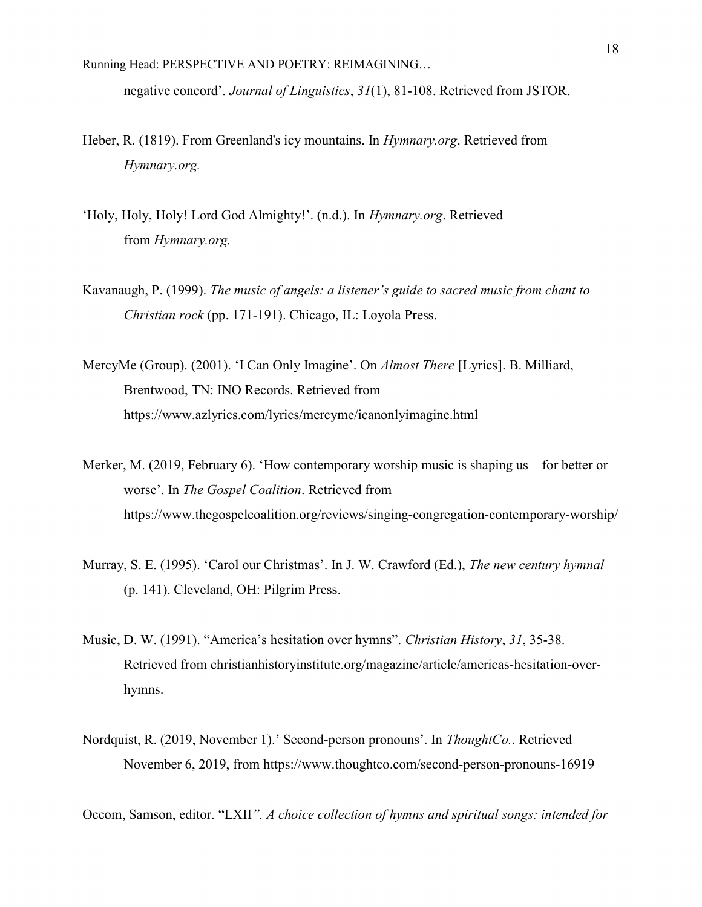negative concord'. *Journal of Linguistics*, *31*(1), 81-108. Retrieved from JSTOR.

Heber, R. (1819). From Greenland's icy mountains. In *Hymnary.org*. Retrieved from *Hymnary.org.*

'Holy, Holy, Holy! Lord God Almighty!'. (n.d.). In *Hymnary.org*. Retrieved from *Hymnary.org.*

Kavanaugh, P. (1999). *The music of angels: a listener's guide to sacred music from chant to Christian rock* (pp. 171-191). Chicago, IL: Loyola Press.

MercyMe (Group). (2001). 'I Can Only Imagine'. On *Almost There* [Lyrics]. B. Milliard, Brentwood, TN: INO Records. Retrieved from https://www.azlyrics.com/lyrics/mercyme/icanonlyimagine.html

Merker, M. (2019, February 6). 'How contemporary worship music is shaping us—for better or worse'. In *The Gospel Coalition*. Retrieved from https://www.thegospelcoalition.org/reviews/singing-congregation-contemporary-worship/

Murray, S. E. (1995). 'Carol our Christmas'. In J. W. Crawford (Ed.), *The new century hymnal* (p. 141). Cleveland, OH: Pilgrim Press.

Music, D. W. (1991). "America's hesitation over hymns". *Christian History*, *31*, 35-38. Retrieved from christianhistoryinstitute.org/magazine/article/americas-hesitation-over-hymns.

Nordquist, R. (2019, November 1).' Second-person pronouns'. In *ThoughtCo.*. Retrieved November 6, 2019, from https://www.thoughtco.com/second-person-pronouns-16919

Occom, Samson, editor. "LXII*". A choice collection of hymns and spiritual songs: intended for*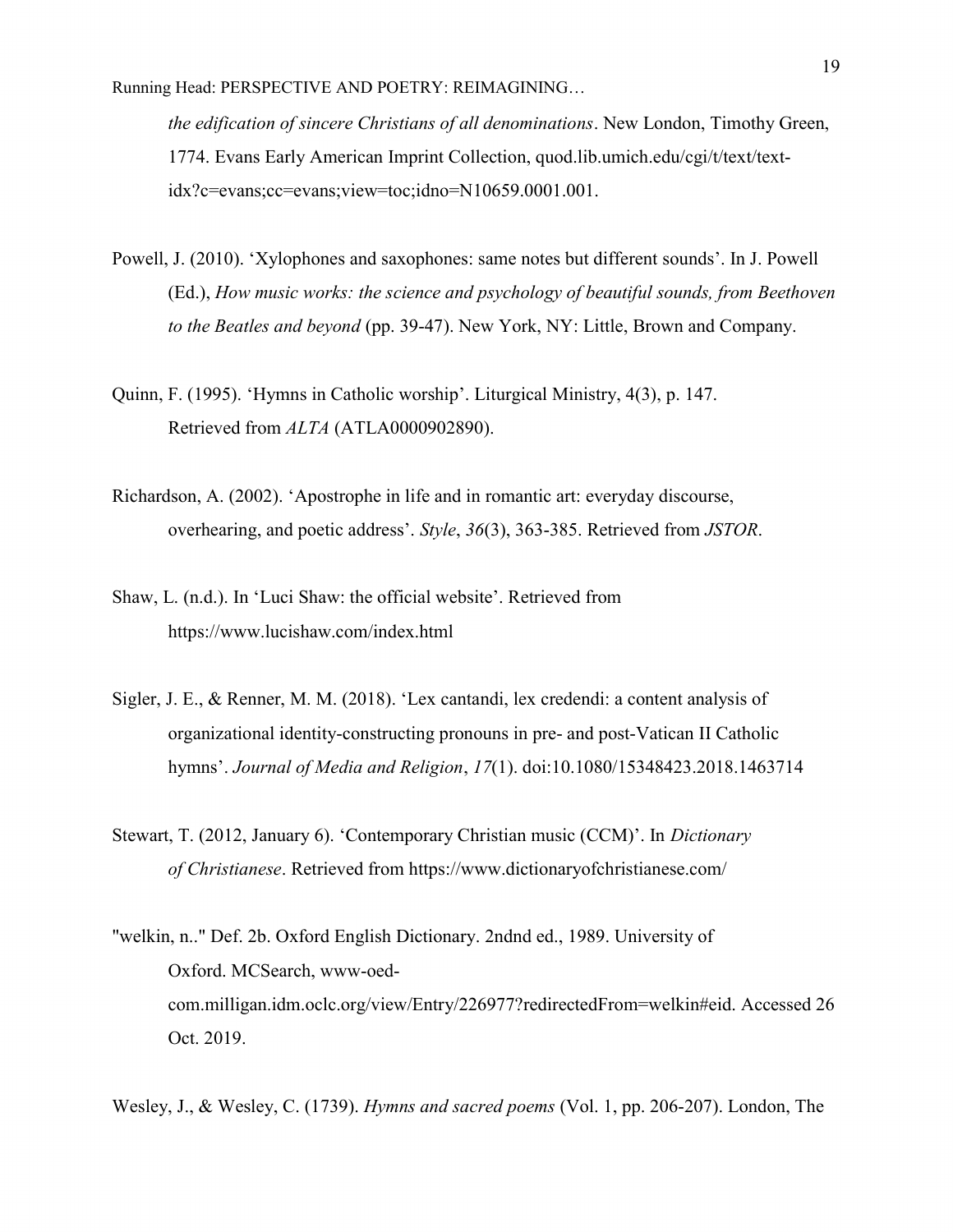*the edification of sincere Christians of all denominations*. New London, Timothy Green, 1774. Evans Early American Imprint Collection, quod.lib.umich.edu/cgi/t/text/text-idx?c=evans;cc=evans;view=toc;idno=N10659.0001.001.

Powell, J. (2010). 'Xylophones and saxophones: same notes but different sounds'. In J. Powell (Ed.), *How music works: the science and psychology of beautiful sounds, from Beethoven to the Beatles and beyond* (pp. 39-47). New York, NY: Little, Brown and Company.

Quinn, F. (1995). 'Hymns in Catholic worship'. Liturgical Ministry, 4(3), p. 147. Retrieved from *ALTA* (ATLA0000902890).

Richardson, A. (2002). 'Apostrophe in life and in romantic art: everyday discourse, overhearing, and poetic address'. *Style*, *36*(3), 363-385. Retrieved from *JSTOR*.

Shaw, L. (n.d.). In 'Luci Shaw: the official website'. Retrieved from https://www.lucishaw.com/index.html

Sigler, J. E., & Renner, M. M. (2018). 'Lex cantandi, lex credendi: a content analysis of organizational identity-constructing pronouns in pre- and post-Vatican II Catholic hymns'. *Journal of Media and Religion*, *17*(1). doi:10.1080/15348423.2018.1463714

Stewart, T. (2012, January 6). 'Contemporary Christian music (CCM)'. In *Dictionary of Christianese*. Retrieved from https://www.dictionaryofchristianese.com/

"welkin, n.." Def. 2b. Oxford English Dictionary. 2ndnd ed., 1989. University of Oxford. MCSearch, www-oed-com.milligan.idm.oclc.org/view/Entry/226977?redirectedFrom=welkin#eid. Accessed 26 Oct. 2019.

Wesley, J., & Wesley, C. (1739). *Hymns and sacred poems* (Vol. 1, pp. 206-207). London, The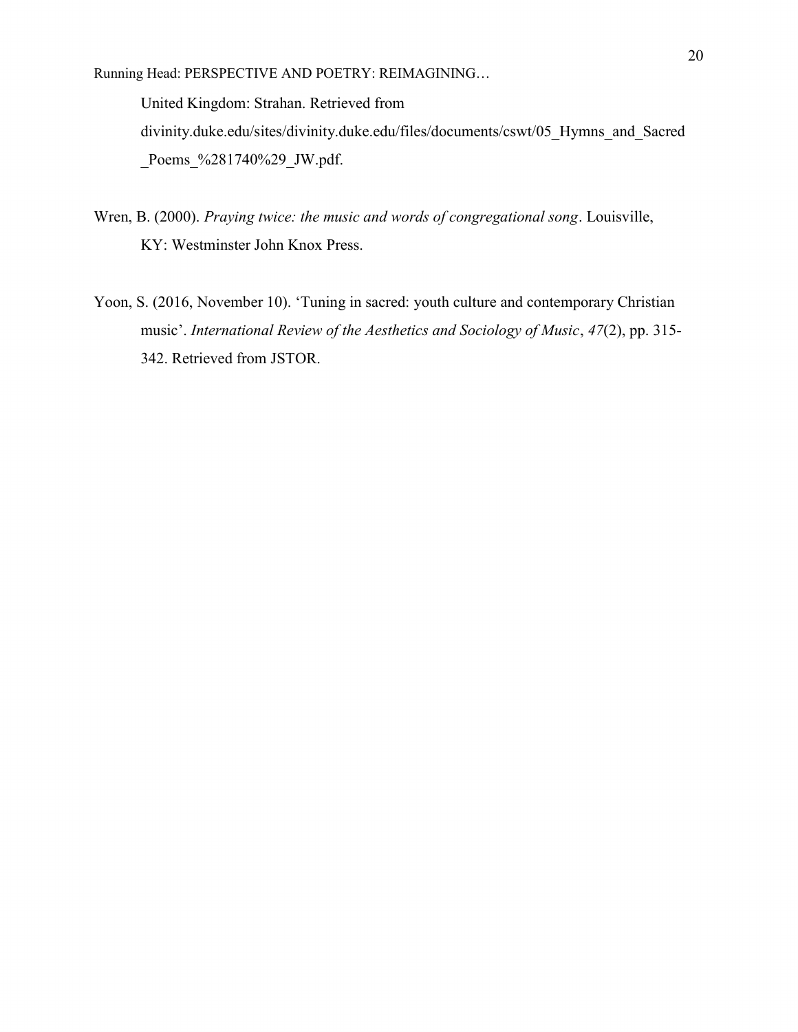United Kingdom: Strahan. Retrieved from divinity.duke.edu/sites/divinity.duke.edu/files/documents/cswt/05_Hymns_and_Sacred_Poems_%281740%29_JW.pdf.

Wren, B. (2000). *Praying twice: the music and words of congregational song*. Louisville, KY: Westminster John Knox Press.

Yoon, S. (2016, November 10). 'Tuning in sacred: youth culture and contemporary Christian music'. *International Review of the Aesthetics and Sociology of Music*, *47*(2), pp. 315-342. Retrieved from JSTOR.